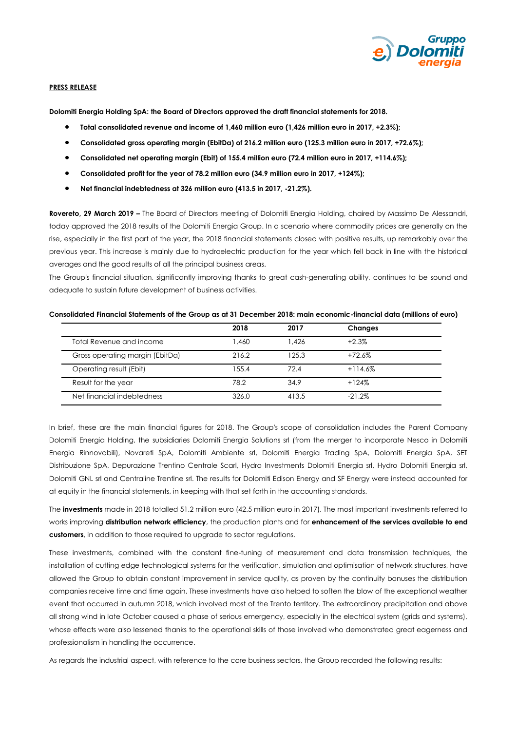**PRESS RELEASE**

**Dolomiti Energia Holding SpA: the Board of Directors approved the draft financial statements for 2018.**

- **Total consolidated revenue and income of 1,460 million euro (1,426 million euro in 2017, +2.3%);**
- **Consolidated gross operating margin (EbitDa) of 216.2 million euro (125.3 million euro in 2017, +72.6%);**
- **Consolidated net operating margin (Ebit) of 155.4 million euro (72.4 million euro in 2017, +114.6%);**
- **Consolidated profit for the year of 78.2 million euro (34.9 million euro in 2017, +124%);**
- **Net financial indebtedness at 326 million euro (413.5 in 2017, -21.2%).**

**Rovereto, 29 March 2019 –** The Board of Directors meeting of Dolomiti Energia Holding, chaired by Massimo De Alessandri, today approved the 2018 results of the Dolomiti Energia Group. In a scenario where commodity prices are generally on the rise, especially in the first part of the year, the 2018 financial statements closed with positive results, up remarkably over the previous year. This increase is mainly due to hydroelectric production for the year which fell back in line with the historical averages and the good results of all the principal business areas.

The Group's financial situation, significantly improving thanks to great cash-generating ability, continues to be sound and adequate to sustain future development of business activities.

**Consolidated Financial Statements of the Group as at 31 December 2018: main economic-financial data (millions of euro)**

| | 2018 | 2017 | Changes |
|---|---|---|---|
| Total Revenue and income | 1,460 | 1,426 | +2.3% |
| Gross operating margin (EbitDa) | 216.2 | 125.3 | +72.6% |
| Operating result (Ebit) | 155.4 | 72.4 | +114.6% |
| Result for the year | 78.2 | 34.9 | +124% |
| Net financial indebtedness | 326.0 | 413.5 | -21.2% |

In brief, these are the main financial figures for 2018. The Group's scope of consolidation includes the Parent Company Dolomiti Energia Holding, the subsidiaries Dolomiti Energia Solutions srl (from the merger to incorporate Nesco in Dolomiti Energia Rinnovabili), Novareti SpA, Dolomiti Ambiente srl, Dolomiti Energia Trading SpA, Dolomiti Energia SpA, SET Distribuzione SpA, Depurazione Trentino Centrale Scarl, Hydro Investments Dolomiti Energia srl, Hydro Dolomiti Energia srl, Dolomiti GNL srl and Centraline Trentine srl. The results for Dolomiti Edison Energy and SF Energy were instead accounted for at equity in the financial statements, in keeping with that set forth in the accounting standards.

The **investments** made in 2018 totalled 51.2 million euro (42.5 million euro in 2017). The most important investments referred to works improving **distribution network efficiency**, the production plants and for **enhancement of the services available to end customers**, in addition to those required to upgrade to sector regulations.

These investments, combined with the constant fine-tuning of measurement and data transmission techniques, the installation of cutting edge technological systems for the verification, simulation and optimisation of network structures, have allowed the Group to obtain constant improvement in service quality, as proven by the continuity bonuses the distribution companies receive time and time again. These investments have also helped to soften the blow of the exceptional weather event that occurred in autumn 2018, which involved most of the Trento territory. The extraordinary precipitation and above all strong wind in late October caused a phase of serious emergency, especially in the electrical system (grids and systems), whose effects were also lessened thanks to the operational skills of those involved who demonstrated great eagerness and professionalism in handling the occurrence.

As regards the industrial aspect, with reference to the core business sectors, the Group recorded the following results: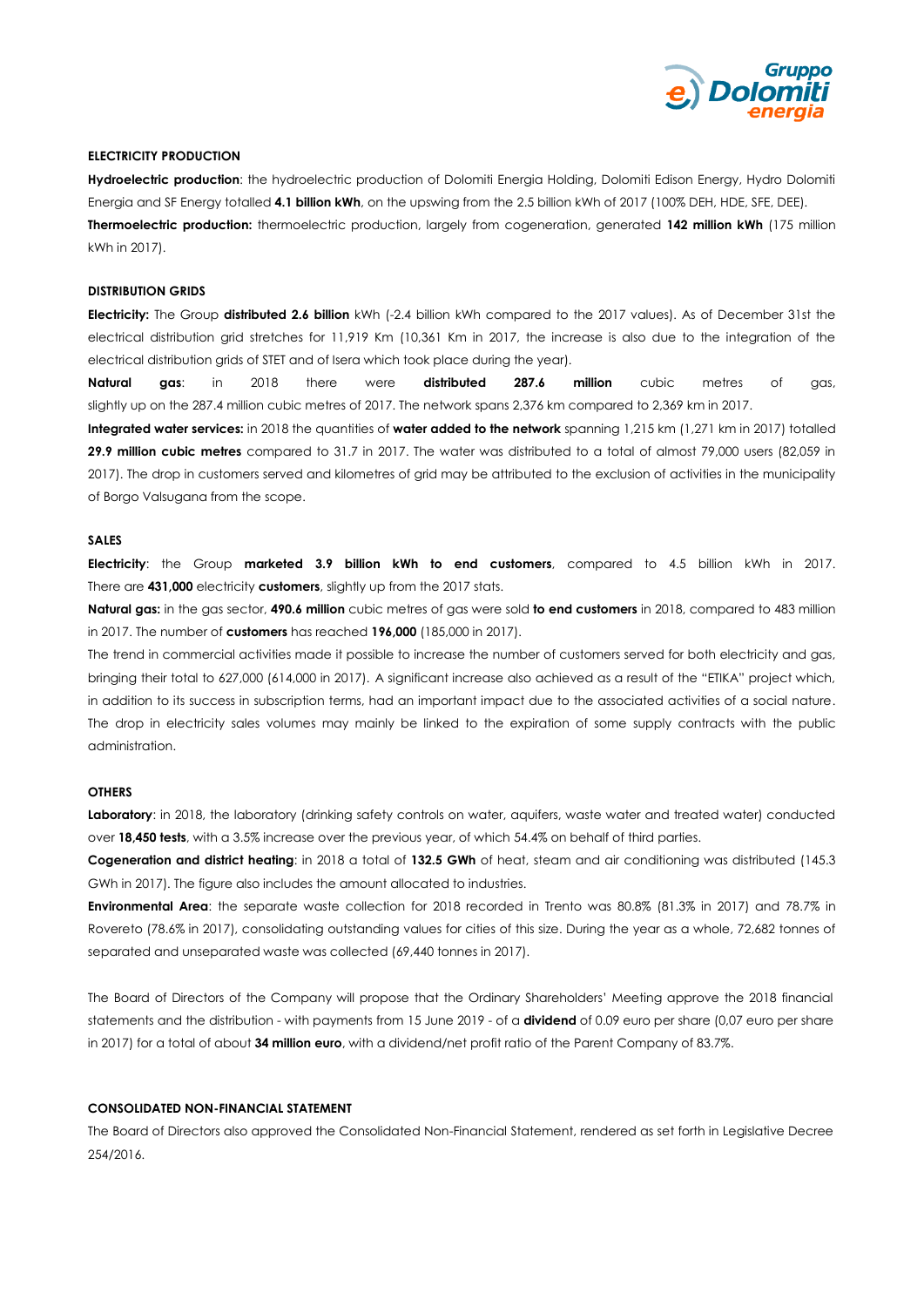#### ELECTRICITY PRODUCTION

**Hydroelectric production**: the hydroelectric production of Dolomiti Energia Holding, Dolomiti Edison Energy, Hydro Dolomiti Energia and SF Energy totalled **4.1 billion kWh**, on the upswing from the 2.5 billion kWh of 2017 (100% DEH, HDE, SFE, DEE).

**Thermoelectric production:** thermoelectric production, largely from cogeneration, generated **142 million kWh** (175 million kWh in 2017).

#### DISTRIBUTION GRIDS

**Electricity:** The Group **distributed 2.6 billion** kWh (-2.4 billion kWh compared to the 2017 values). As of December 31st the electrical distribution grid stretches for 11,919 Km (10,361 Km in 2017, the increase is also due to the integration of the electrical distribution grids of STET and of Isera which took place during the year).

**Natural gas**: in 2018 there were **distributed 287.6 million** cubic metres of gas, slightly up on the 287.4 million cubic metres of 2017. The network spans 2,376 km compared to 2,369 km in 2017.

**Integrated water services:** in 2018 the quantities of **water added to the network** spanning 1,215 km (1,271 km in 2017) totalled **29.9 million cubic metres** compared to 31.7 in 2017. The water was distributed to a total of almost 79,000 users (82,059 in 2017). The drop in customers served and kilometres of grid may be attributed to the exclusion of activities in the municipality of Borgo Valsugana from the scope.

#### SALES

**Electricity**: the Group **marketed 3.9 billion kWh to end customers**, compared to 4.5 billion kWh in 2017. There are **431,000** electricity **customers**, slightly up from the 2017 stats.

**Natural gas:** in the gas sector, **490.6 million** cubic metres of gas were sold **to end customers** in 2018, compared to 483 million in 2017. The number of **customers** has reached **196,000** (185,000 in 2017).

The trend in commercial activities made it possible to increase the number of customers served for both electricity and gas, bringing their total to 627,000 (614,000 in 2017). A significant increase also achieved as a result of the "ETIKA" project which, in addition to its success in subscription terms, had an important impact due to the associated activities of a social nature. The drop in electricity sales volumes may mainly be linked to the expiration of some supply contracts with the public administration.

#### OTHERS

**Laboratory**: in 2018, the laboratory (drinking safety controls on water, aquifers, waste water and treated water) conducted over **18,450 tests**, with a 3.5% increase over the previous year, of which 54.4% on behalf of third parties.

**Cogeneration and district heating**: in 2018 a total of **132.5 GWh** of heat, steam and air conditioning was distributed (145.3 GWh in 2017). The figure also includes the amount allocated to industries.

**Environmental Area**: the separate waste collection for 2018 recorded in Trento was 80.8% (81.3% in 2017) and 78.7% in Rovereto (78.6% in 2017), consolidating outstanding values for cities of this size. During the year as a whole, 72,682 tonnes of separated and unseparated waste was collected (69,440 tonnes in 2017).

The Board of Directors of the Company will propose that the Ordinary Shareholders' Meeting approve the 2018 financial statements and the distribution - with payments from 15 June 2019 - of a **dividend** of 0.09 euro per share (0,07 euro per share in 2017) for a total of about **34 million euro**, with a dividend/net profit ratio of the Parent Company of 83.7%.

#### CONSOLIDATED NON-FINANCIAL STATEMENT

The Board of Directors also approved the Consolidated Non-Financial Statement, rendered as set forth in Legislative Decree 254/2016.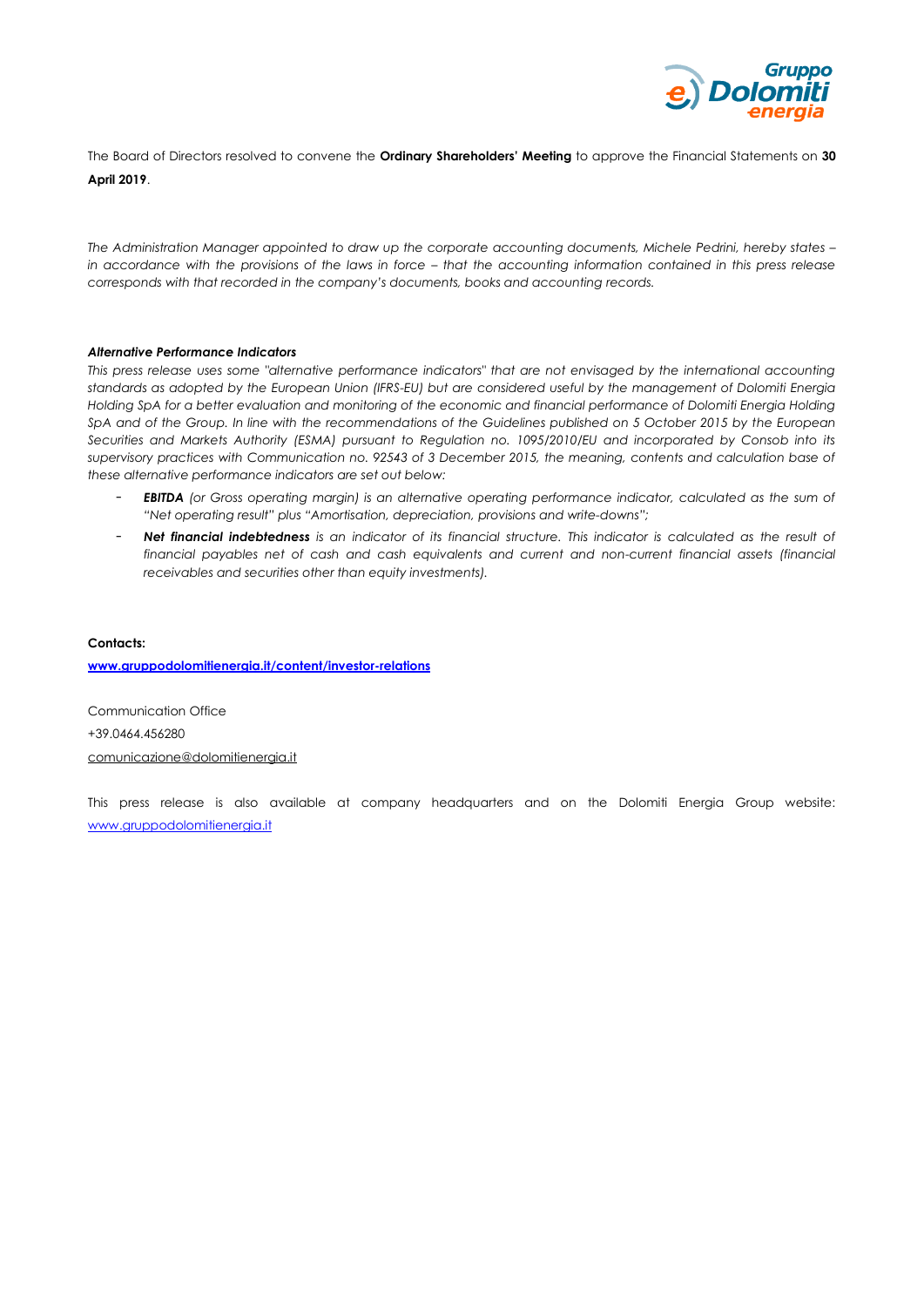The Board of Directors resolved to convene the **Ordinary Shareholders' Meeting** to approve the Financial Statements on **30 April 2019**.

*The Administration Manager appointed to draw up the corporate accounting documents, Michele Pedrini, hereby states – in accordance with the provisions of the laws in force – that the accounting information contained in this press release corresponds with that recorded in the company's documents, books and accounting records.*

***Alternative Performance Indicators***

*This press release uses some "alternative performance indicators" that are not envisaged by the international accounting standards as adopted by the European Union (IFRS-EU) but are considered useful by the management of Dolomiti Energia Holding SpA for a better evaluation and monitoring of the economic and financial performance of Dolomiti Energia Holding SpA and of the Group. In line with the recommendations of the Guidelines published on 5 October 2015 by the European Securities and Markets Authority (ESMA) pursuant to Regulation no. 1095/2010/EU and incorporated by Consob into its supervisory practices with Communication no. 92543 of 3 December 2015, the meaning, contents and calculation base of these alternative performance indicators are set out below:*

- ***EBITDA*** *(or Gross operating margin) is an alternative operating performance indicator, calculated as the sum of "Net operating result" plus "Amortisation, depreciation, provisions and write-downs";*
- ***Net financial indebtedness*** *is an indicator of its financial structure. This indicator is calculated as the result of financial payables net of cash and cash equivalents and current and non-current financial assets (financial receivables and securities other than equity investments).*

**Contacts:**

**www.gruppodolomitienergia.it/content/investor-relations**

Communication Office

+39.0464.456280

comunicazione@dolomitienergia.it

This press release is also available at company headquarters and on the Dolomiti Energia Group website: www.gruppodolomitienergia.it